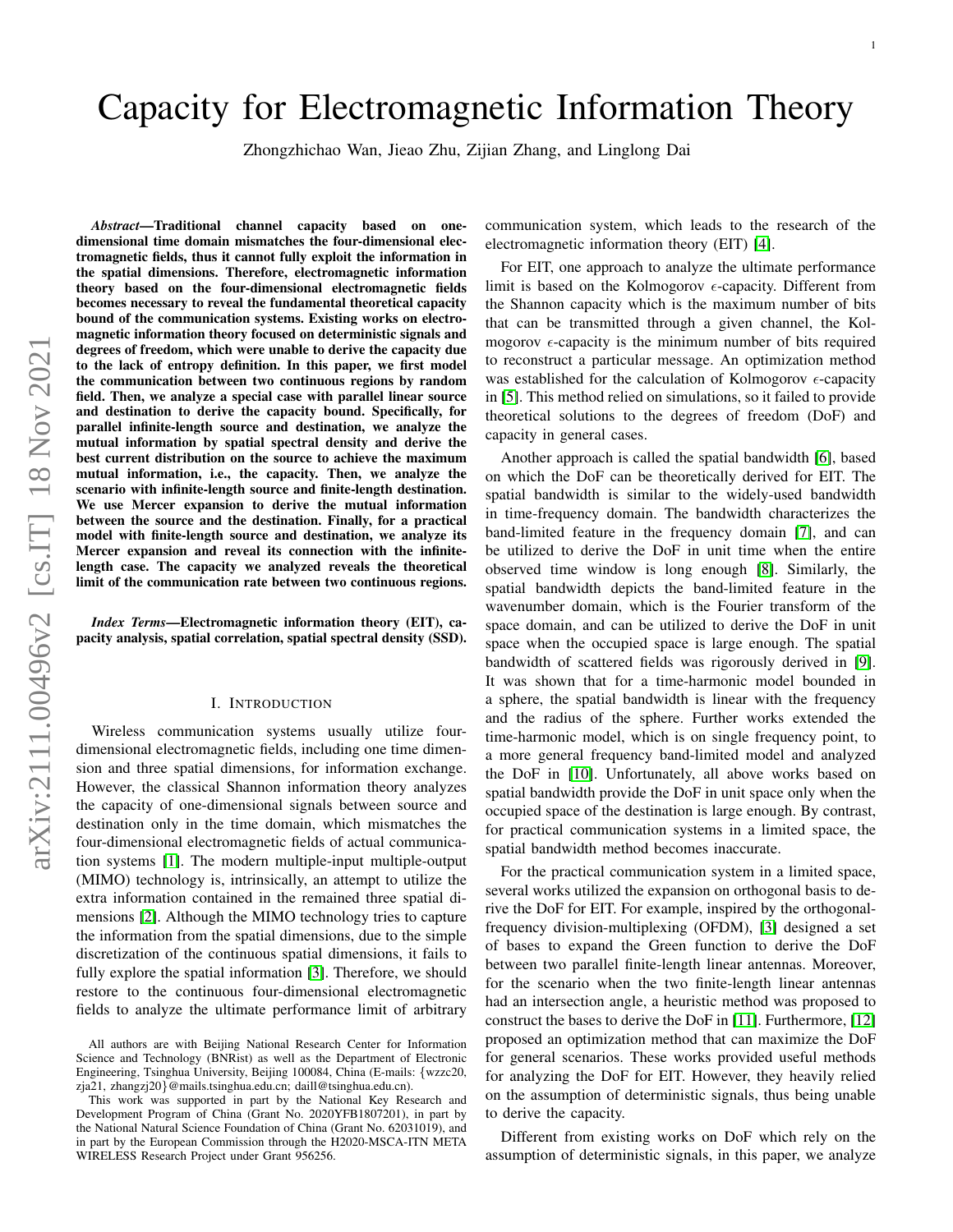# Capacity for Electromagnetic Information Theory

Zhongzhichao Wan, Jieao Zhu, Zijian Zhang, and Linglong Dai

***Abstract*—Traditional channel capacity based on one-dimensional time domain mismatches the four-dimensional electromagnetic fields, thus it cannot fully exploit the information in the spatial dimensions. Therefore, electromagnetic information theory based on the four-dimensional electromagnetic fields becomes necessary to reveal the fundamental theoretical capacity bound of the communication systems. Existing works on electromagnetic information theory focused on deterministic signals and degrees of freedom, which were unable to derive the capacity due to the lack of entropy definition. In this paper, we first model the communication between two continuous regions by random field. Then, we analyze a special case with parallel linear source and destination to derive the capacity bound. Specifically, for parallel infinite-length source and destination, we analyze the mutual information by spatial spectral density and derive the best current distribution on the source to achieve the maximum mutual information, i.e., the capacity. Then, we analyze the scenario with infinite-length source and finite-length destination. We use Mercer expansion to derive the mutual information between the source and the destination. Finally, for a practical model with finite-length source and destination, we analyze its Mercer expansion and reveal its connection with the infinite-length case. The capacity we analyzed reveals the theoretical limit of the communication rate between two continuous regions.**

***Index Terms*—Electromagnetic information theory (EIT), capacity analysis, spatial correlation, spatial spectral density (SSD).**

## I. Introduction

Wireless communication systems usually utilize four-dimensional electromagnetic fields, including one time dimension and three spatial dimensions, for information exchange. However, the classical Shannon information theory analyzes the capacity of one-dimensional signals between source and destination only in the time domain, which mismatches the four-dimensional electromagnetic fields of actual communication systems [1]. The modern multiple-input multiple-output (MIMO) technology is, intrinsically, an attempt to utilize the extra information contained in the remained three spatial dimensions [2]. Although the MIMO technology tries to capture the information from the spatial dimensions, due to the simple discretization of the continuous spatial dimensions, it fails to fully explore the spatial information [3]. Therefore, we should restore to the continuous four-dimensional electromagnetic fields to analyze the ultimate performance limit of arbitrary communication system, which leads to the research of the electromagnetic information theory (EIT) [4].

For EIT, one approach to analyze the ultimate performance limit is based on the Kolmogorov $\epsilon$-capacity. Different from the Shannon capacity which is the maximum number of bits that can be transmitted through a given channel, the Kolmogorov $\epsilon$-capacity is the minimum number of bits required to reconstruct a particular message. An optimization method was established for the calculation of Kolmogorov $\epsilon$-capacity in [5]. This method relied on simulations, so it failed to provide theoretical solutions to the degrees of freedom (DoF) and capacity in general cases.

Another approach is called the spatial bandwidth [6], based on which the DoF can be theoretically derived for EIT. The spatial bandwidth is similar to the widely-used bandwidth in time-frequency domain. The bandwidth characterizes the band-limited feature in the frequency domain [7], and can be utilized to derive the DoF in unit time when the entire observed time window is long enough [8]. Similarly, the spatial bandwidth depicts the band-limited feature in the wavenumber domain, which is the Fourier transform of the space domain, and can be utilized to derive the DoF in unit space when the occupied space is large enough. The spatial bandwidth of scattered fields was rigorously derived in [9]. It was shown that for a time-harmonic model bounded in a sphere, the spatial bandwidth is linear with the frequency and the radius of the sphere. Further works extended the time-harmonic model, which is on single frequency point, to a more general frequency band-limited model and analyzed the DoF in [10]. Unfortunately, all above works based on spatial bandwidth provide the DoF in unit space only when the occupied space of the destination is large enough. By contrast, for practical communication systems in a limited space, the spatial bandwidth method becomes inaccurate.

For the practical communication system in a limited space, several works utilized the expansion on orthogonal basis to derive the DoF for EIT. For example, inspired by the orthogonal-frequency division-multiplexing (OFDM), [3] designed a set of bases to expand the Green function to derive the DoF between two parallel finite-length linear antennas. Moreover, for the scenario when the two finite-length linear antennas had an intersection angle, a heuristic method was proposed to construct the bases to derive the DoF in [11]. Furthermore, [12] proposed an optimization method that can maximize the DoF for general scenarios. These works provided useful methods for analyzing the DoF for EIT. However, they heavily relied on the assumption of deterministic signals, thus being unable to derive the capacity.

Different from existing works on DoF which rely on the assumption of deterministic signals, in this paper, we analyze

All authors are with Beijing National Research Center for Information Science and Technology (BNRist) as well as the Department of Electronic Engineering, Tsinghua University, Beijing 100084, China (E-mails: {wzzc20, zja21, zhangzj20}@mails.tsinghua.edu.cn; daill@tsinghua.edu.cn).

This work was supported in part by the National Key Research and Development Program of China (Grant No. 2020YFB1807201), in part by the National Natural Science Foundation of China (Grant No. 62031019), and in part by the European Commission through the H2020-MSCA-ITN META WIRELESS Research Project under Grant 956256.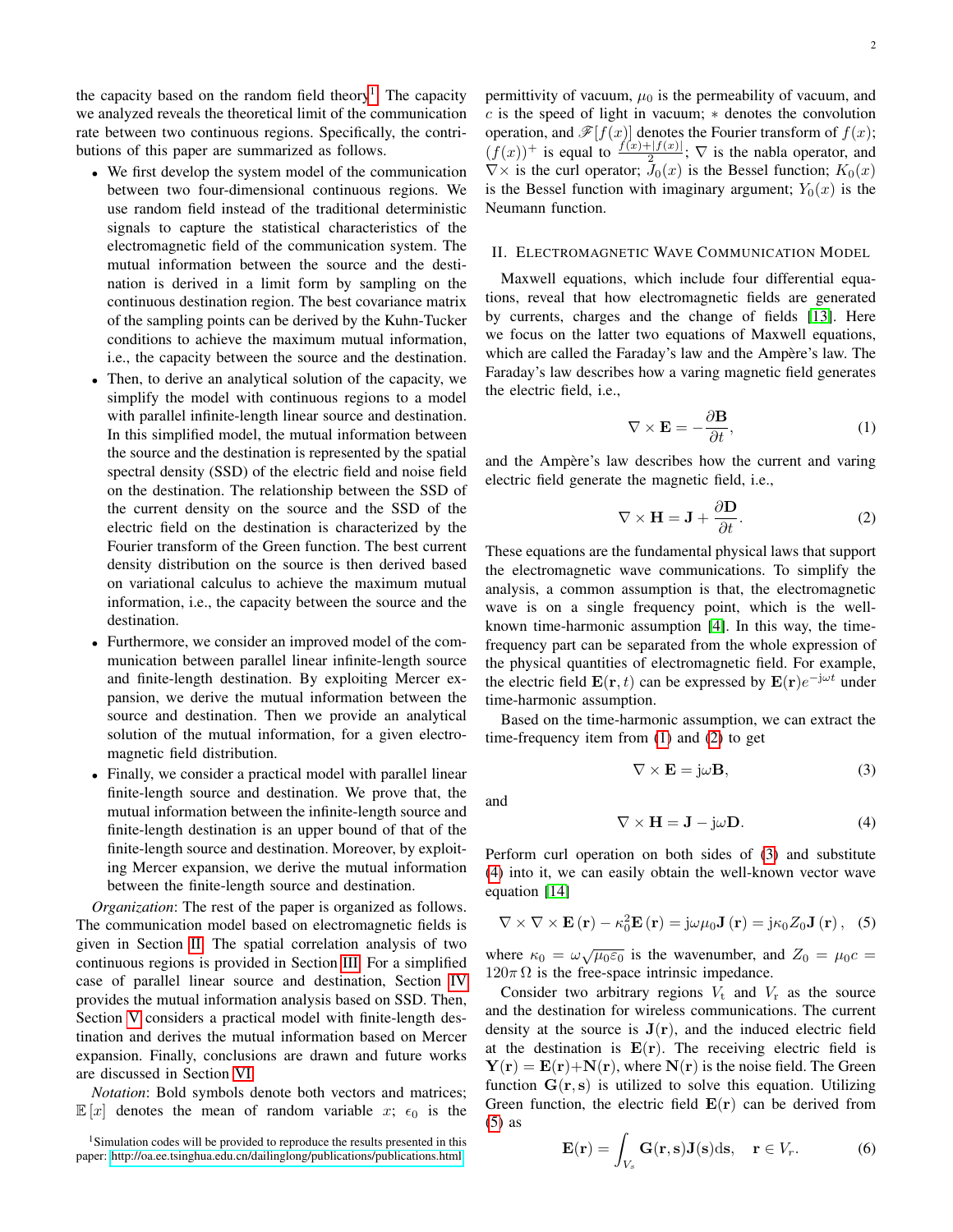the capacity based on the random field theory[1]. The capacity we analyzed reveals the theoretical limit of the communication rate between two continuous regions. Specifically, the contributions of this paper are summarized as follows.

- We first develop the system model of the communication between two four-dimensional continuous regions. We use random field instead of the traditional deterministic signals to capture the statistical characteristics of the electromagnetic field of the communication system. The mutual information between the source and the destination is derived in a limit form by sampling on the continuous destination region. The best covariance matrix of the sampling points can be derived by the Kuhn-Tucker conditions to achieve the maximum mutual information, i.e., the capacity between the source and the destination.
- Then, to derive an analytical solution of the capacity, we simplify the model with continuous regions to a model with parallel infinite-length linear source and destination. In this simplified model, the mutual information between the source and the destination is represented by the spatial spectral density (SSD) of the electric field and noise field on the destination. The relationship between the SSD of the current density on the source and the SSD of the electric field on the destination is characterized by the Fourier transform of the Green function. The best current density distribution on the source is then derived based on variational calculus to achieve the maximum mutual information, i.e., the capacity between the source and the destination.
- Furthermore, we consider an improved model of the communication between parallel linear infinite-length source and finite-length destination. By exploiting Mercer expansion, we derive the mutual information between the source and destination. Then we provide an analytical solution of the mutual information, for a given electromagnetic field distribution.
- Finally, we consider a practical model with parallel linear finite-length source and destination. We prove that, the mutual information between the infinite-length source and finite-length destination is an upper bound of that of the finite-length source and destination. Moreover, by exploiting Mercer expansion, we derive the mutual information between the finite-length source and destination.

*Organization*: The rest of the paper is organized as follows. The communication model based on electromagnetic fields is given in Section II. The spatial correlation analysis of two continuous regions is provided in Section III. For a simplified case of parallel linear source and destination, Section IV provides the mutual information analysis based on SSD. Then, Section V considers a practical model with finite-length destination and derives the mutual information based on Mercer expansion. Finally, conclusions are drawn and future works are discussed in Section VI.

*Notation*: Bold symbols denote both vectors and matrices; $\mathbb{E}[x]$ denotes the mean of random variable $x$; $\epsilon_0$ is the permittivity of vacuum, $\mu_0$ is the permeability of vacuum, and $c$ is the speed of light in vacuum; $*$ denotes the convolution operation, and $\mathscr{F}[f(x)]$ denotes the Fourier transform of $f(x)$; $(f(x))^+$ is equal to $\frac{f(x)+|f(x)|}{2}$; $\nabla$ is the nabla operator, and $\nabla\times$ is the curl operator; $J_0(x)$ is the Bessel function; $K_0(x)$ is the Bessel function with imaginary argument; $Y_0(x)$ is the Neumann function.

[1]Simulation codes will be provided to reproduce the results presented in this paper: http://oa.ee.tsinghua.edu.cn/dailinglong/publications/publications.html.

## II. Electromagnetic Wave Communication Model

Maxwell equations, which include four differential equations, reveal that how electromagnetic fields are generated by currents, charges and the change of fields [13]. Here we focus on the latter two equations of Maxwell equations, which are called the Faraday's law and the Ampère's law. The Faraday's law describes how a varing magnetic field generates the electric field, i.e.,

$$\nabla \times \mathbf{E} = -\frac{\partial \mathbf{B}}{\partial t}, \tag{1}$$

and the Ampère's law describes how the current and varing electric field generate the magnetic field, i.e.,

$$\nabla \times \mathbf{H} = \mathbf{J} + \frac{\partial \mathbf{D}}{\partial t}. \tag{2}$$

These equations are the fundamental physical laws that support the electromagnetic wave communications. To simplify the analysis, a common assumption is that, the electromagnetic wave is on a single frequency point, which is the well-known time-harmonic assumption [4]. In this way, the time-frequency part can be separated from the whole expression of the physical quantities of electromagnetic field. For example, the electric field $\mathbf{E}(\mathbf{r},t)$ can be expressed by $\mathbf{E}(\mathbf{r})e^{-\mathrm{j}\omega t}$ under time-harmonic assumption.

Based on the time-harmonic assumption, we can extract the time-frequency item from (1) and (2) to get

$$\nabla \times \mathbf{E} = \mathrm{j}\omega \mathbf{B}, \tag{3}$$

and

$$\nabla \times \mathbf{H} = \mathbf{J} - \mathrm{j}\omega \mathbf{D}. \tag{4}$$

Perform curl operation on both sides of (3) and substitute (4) into it, we can easily obtain the well-known vector wave equation [14]

$$\nabla \times \nabla \times \mathbf{E}\left(\mathbf{r}\right) - \kappa_0^2 \mathbf{E}\left(\mathbf{r}\right) = \mathrm{j}\omega\mu_0 \mathbf{J}\left(\mathbf{r}\right) = \mathrm{j}\kappa_0 Z_0 \mathbf{J}\left(\mathbf{r}\right), \tag{5}$$

where $\kappa_0 = \omega\sqrt{\mu_0\varepsilon_0}$ is the wavenumber, and $Z_0 = \mu_0 c = 120\pi\,\Omega$ is the free-space intrinsic impedance.

Consider two arbitrary regions $V_\mathrm{t}$ and $V_\mathrm{r}$ as the source and the destination for wireless communications. The current density at the source is $\mathbf{J}(\mathbf{r})$, and the induced electric field at the destination is $\mathbf{E}(\mathbf{r})$. The receiving electric field is $\mathbf{Y}(\mathbf{r}) = \mathbf{E}(\mathbf{r}) + \mathbf{N}(\mathbf{r})$, where $\mathbf{N}(\mathbf{r})$ is the noise field. The Green function $\mathbf{G}(\mathbf{r},\mathbf{s})$ is utilized to solve this equation. Utilizing Green function, the electric field $\mathbf{E}(\mathbf{r})$ can be derived from (5) as

$$\mathbf{E}(\mathbf{r}) = \int_{V_s} \mathbf{G}(\mathbf{r},\mathbf{s})\mathbf{J}(\mathbf{s})\mathrm{d}\mathbf{s}, \quad \mathbf{r} \in V_r. \tag{6}$$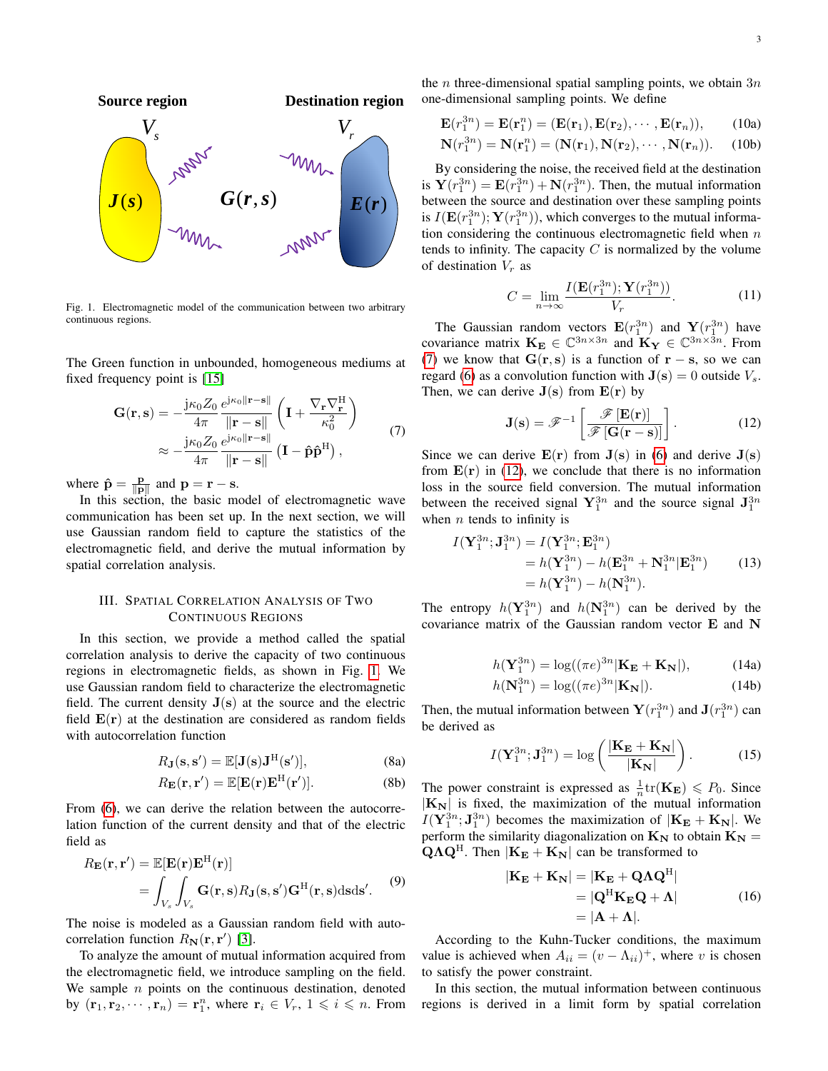Source region

Destination region

$V_s$

$V_r$

$\boldsymbol{J}(\boldsymbol{s})$

$\boldsymbol{G}(\boldsymbol{r},\boldsymbol{s})$

$\boldsymbol{E}(\boldsymbol{r})$

Fig. 1. Electromagnetic model of the communication between two arbitrary continuous regions.

The Green function in unbounded, homogeneous mediums at fixed frequency point is [15]

$$
\begin{aligned}
\mathbf{G}(\mathbf{r},\mathbf{s}) &= -\frac{\mathrm{j}\kappa_0 Z_0}{4\pi}\frac{e^{\mathrm{j}\kappa_0\|\mathbf{r}-\mathbf{s}\|}}{\|\mathbf{r}-\mathbf{s}\|}\left(\mathbf{I}+\frac{\nabla_{\mathbf{r}}\nabla_{\mathbf{r}}^{\mathrm{H}}}{\kappa_0^2}\right) \\
&\approx -\frac{\mathrm{j}\kappa_0 Z_0}{4\pi}\frac{e^{\mathrm{j}\kappa_0\|\mathbf{r}-\mathbf{s}\|}}{\|\mathbf{r}-\mathbf{s}\|}\left(\mathbf{I}-\hat{\mathbf{p}}\hat{\mathbf{p}}^{\mathrm{H}}\right),
\end{aligned} \tag{7}
$$

where $\hat{\mathbf{p}} = \frac{\mathbf{p}}{\|\mathbf{p}\|}$ and $\mathbf{p} = \mathbf{r} - \mathbf{s}$.

In this section, the basic model of electromagnetic wave communication has been set up. In the next section, we will use Gaussian random field to capture the statistics of the electromagnetic field, and derive the mutual information by spatial correlation analysis.

## III. Spatial Correlation Analysis of Two Continuous Regions

In this section, we provide a method called the spatial correlation analysis to derive the capacity of two continuous regions in electromagnetic fields, as shown in Fig. 1. We use Gaussian random field to characterize the electromagnetic field. The current density $\mathbf{J}(\mathbf{s})$ at the source and the electric field $\mathbf{E}(\mathbf{r})$ at the destination are considered as random fields with autocorrelation function

$$
R_{\mathbf{J}}(\mathbf{s},\mathbf{s}') = \mathbb{E}[\mathbf{J}(\mathbf{s})\mathbf{J}^{\mathrm{H}}(\mathbf{s}')], \tag{8a}
$$

$$
R_{\mathbf{E}}(\mathbf{r},\mathbf{r}') = \mathbb{E}[\mathbf{E}(\mathbf{r})\mathbf{E}^{\mathrm{H}}(\mathbf{r}')]. \tag{8b}
$$

From (6), we can derive the relation between the autocorrelation function of the current density and that of the electric field as

$$
\begin{aligned}
R_{\mathbf{E}}(\mathbf{r},\mathbf{r}') &= \mathbb{E}[\mathbf{E}(\mathbf{r})\mathbf{E}^{\mathrm{H}}(\mathbf{r})] \\
&= \int_{V_s}\int_{V_s}\mathbf{G}(\mathbf{r},\mathbf{s})R_{\mathbf{J}}(\mathbf{s},\mathbf{s}')\mathbf{G}^{\mathrm{H}}(\mathbf{r},\mathbf{s})\mathrm{d}\mathbf{s}\mathrm{d}\mathbf{s}'.
\end{aligned} \tag{9}
$$

The noise is modeled as a Gaussian random field with autocorrelation function $R_{\mathbf{N}}(\mathbf{r},\mathbf{r}')$ [3].

To analyze the amount of mutual information acquired from the electromagnetic field, we introduce sampling on the field. We sample $n$ points on the continuous destination, denoted by $(\mathbf{r}_1,\mathbf{r}_2,\cdots,\mathbf{r}_n) = \mathbf{r}_1^n$, where $\mathbf{r}_i \in V_r$, $1 \leqslant i \leqslant n$. From the $n$ three-dimensional spatial sampling points, we obtain $3n$ one-dimensional sampling points. We define

$$
\mathbf{E}(r_1^{3n}) = \mathbf{E}(\mathbf{r}_1^n) = (\mathbf{E}(\mathbf{r}_1),\mathbf{E}(\mathbf{r}_2),\cdots,\mathbf{E}(\mathbf{r}_n)), \tag{10a}
$$

$$
\mathbf{N}(r_1^{3n}) = \mathbf{N}(\mathbf{r}_1^n) = (\mathbf{N}(\mathbf{r}_1),\mathbf{N}(\mathbf{r}_2),\cdots,\mathbf{N}(\mathbf{r}_n)). \tag{10b}
$$

By considering the noise, the received field at the destination is $\mathbf{Y}(r_1^{3n}) = \mathbf{E}(r_1^{3n}) + \mathbf{N}(r_1^{3n})$. Then, the mutual information between the source and destination over these sampling points is $I(\mathbf{E}(r_1^{3n});\mathbf{Y}(r_1^{3n}))$, which converges to the mutual information considering the continuous electromagnetic field when $n$ tends to infinity. The capacity $C$ is normalized by the volume of destination $V_r$ as

$$
C = \lim_{n\to\infty}\frac{I(\mathbf{E}(r_1^{3n});\mathbf{Y}(r_1^{3n}))}{V_r}. \tag{11}
$$

The Gaussian random vectors $\mathbf{E}(r_1^{3n})$ and $\mathbf{Y}(r_1^{3n})$ have covariance matrix $\mathbf{K}_{\mathbf{E}} \in \mathbb{C}^{3n\times 3n}$ and $\mathbf{K}_{\mathbf{Y}} \in \mathbb{C}^{3n\times 3n}$. From (7) we know that $\mathbf{G}(\mathbf{r},\mathbf{s})$ is a function of $\mathbf{r}-\mathbf{s}$, so we can regard (6) as a convolution function with $\mathbf{J}(\mathbf{s}) = 0$ outside $V_s$. Then, we can derive $\mathbf{J}(\mathbf{s})$ from $\mathbf{E}(\mathbf{r})$ by

$$
\mathbf{J}(\mathbf{s}) = \mathscr{F}^{-1}\left[\frac{\mathscr{F}[\mathbf{E}(\mathbf{r})]}{\mathscr{F}[\mathbf{G}(\mathbf{r}-\mathbf{s})]}\right]. \tag{12}
$$

Since we can derive $\mathbf{E}(\mathbf{r})$ from $\mathbf{J}(\mathbf{s})$ in (6) and derive $\mathbf{J}(\mathbf{s})$ from $\mathbf{E}(\mathbf{r})$ in (12), we conclude that there is no information loss in the source field conversion. The mutual information between the received signal $\mathbf{Y}_1^{3n}$ and the source signal $\mathbf{J}_1^{3n}$ when $n$ tends to infinity is

$$
\begin{aligned}
I(\mathbf{Y}_1^{3n};\mathbf{J}_1^{3n}) &= I(\mathbf{Y}_1^{3n};\mathbf{E}_1^{3n}) \\
&= h(\mathbf{Y}_1^{3n}) - h(\mathbf{E}_1^{3n}+\mathbf{N}_1^{3n}|\mathbf{E}_1^{3n}) \\
&= h(\mathbf{Y}_1^{3n}) - h(\mathbf{N}_1^{3n}).
\end{aligned} \tag{13}
$$

The entropy $h(\mathbf{Y}_1^{3n})$ and $h(\mathbf{N}_1^{3n})$ can be derived by the covariance matrix of the Gaussian random vector $\mathbf{E}$ and $\mathbf{N}$

$$
h(\mathbf{Y}_1^{3n}) = \log((\pi e)^{3n}|\mathbf{K}_{\mathbf{E}}+\mathbf{K}_{\mathbf{N}}|), \tag{14a}
$$

$$
h(\mathbf{N}_1^{3n}) = \log((\pi e)^{3n}|\mathbf{K}_{\mathbf{N}}|). \tag{14b}
$$

Then, the mutual information between $\mathbf{Y}(r_1^{3n})$ and $\mathbf{J}(r_1^{3n})$ can be derived as

$$
I(\mathbf{Y}_1^{3n};\mathbf{J}_1^{3n}) = \log\left(\frac{|\mathbf{K}_{\mathbf{E}}+\mathbf{K}_{\mathbf{N}}|}{|\mathbf{K}_{\mathbf{N}}|}\right). \tag{15}
$$

The power constraint is expressed as $\frac{1}{n}\mathrm{tr}(\mathbf{K}_{\mathbf{E}}) \leqslant P_0$. Since $|\mathbf{K}_{\mathbf{N}}|$ is fixed, the maximization of the mutual information $I(\mathbf{Y}_1^{3n};\mathbf{J}_1^{3n})$ becomes the maximization of $|\mathbf{K}_{\mathbf{E}}+\mathbf{K}_{\mathbf{N}}|$. We perform the similarity diagonalization on $\mathbf{K}_{\mathbf{N}}$ to obtain $\mathbf{K}_{\mathbf{N}} = \mathbf{Q}\mathbf{\Lambda}\mathbf{Q}^{\mathrm{H}}$. Then $|\mathbf{K}_{\mathbf{E}}+\mathbf{K}_{\mathbf{N}}|$ can be transformed to

$$
\begin{aligned}
|\mathbf{K}_{\mathbf{E}}+\mathbf{K}_{\mathbf{N}}| &= |\mathbf{K}_{\mathbf{E}}+\mathbf{Q}\mathbf{\Lambda}\mathbf{Q}^{\mathrm{H}}| \\
&= |\mathbf{Q}^{\mathrm{H}}\mathbf{K}_{\mathbf{E}}\mathbf{Q}+\mathbf{\Lambda}| \\
&= |\mathbf{A}+\mathbf{\Lambda}|.
\end{aligned} \tag{16}
$$

According to the Kuhn-Tucker conditions, the maximum value is achieved when $A_{ii} = (v-\Lambda_{ii})^{+}$, where $v$ is chosen to satisfy the power constraint.

In this section, the mutual information between continuous regions is derived in a limit form by spatial correlation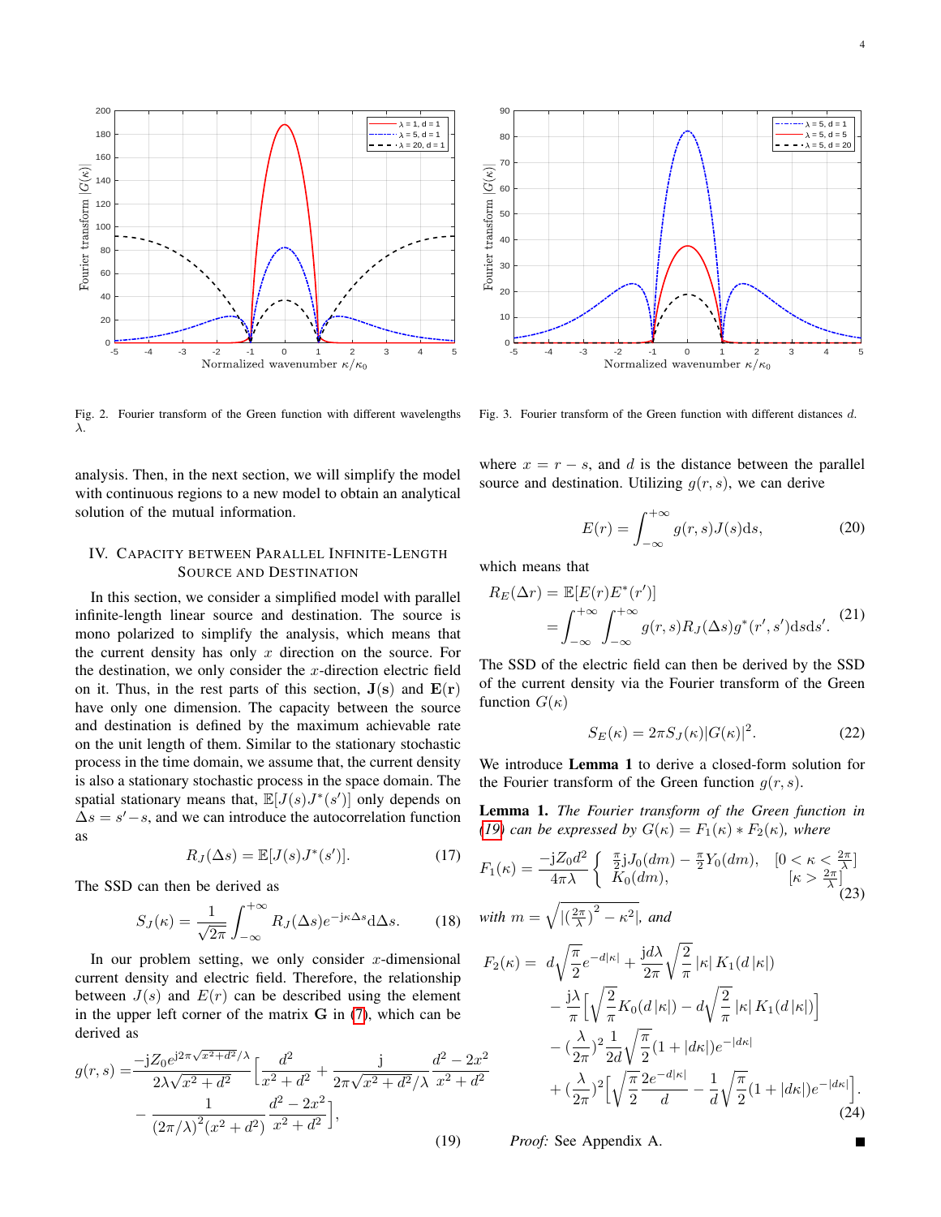200
180
160
140
120
100
80
60
40
20
0

-5 -4 -3 -2 -1 0 1 2 3 4 5

Fourier transform $|G(\kappa)|$

Normalized wavenumber $\kappa/\kappa_0$

λ = 1, d = 1
λ = 5, d = 1
λ = 20, d = 1

Fig. 2. Fourier transform of the Green function with different wavelengths $\lambda$.

90
80
70
60
50
40
30
20
10
0

-5 -4 -3 -2 -1 0 1 2 3 4 5

Fourier transform $|G(\kappa)|$

Normalized wavenumber $\kappa/\kappa_0$

λ = 5, d = 1
λ = 5, d = 5
λ = 5, d = 20

Fig. 3. Fourier transform of the Green function with different distances $d$.

analysis. Then, in the next section, we will simplify the model with continuous regions to a new model to obtain an analytical solution of the mutual information.

## IV. Capacity between Parallel Infinite-Length Source and Destination

In this section, we consider a simplified model with parallel infinite-length linear source and destination. The source is mono polarized to simplify the analysis, which means that the current density has only $x$ direction on the source. For the destination, we only consider the $x$-direction electric field on it. Thus, in the rest parts of this section, $\mathbf{J}(\mathbf{s})$ and $\mathbf{E}(\mathbf{r})$ have only one dimension. The capacity between the source and destination is defined by the maximum achievable rate on the unit length of them. Similar to the stationary stochastic process in the time domain, we assume that, the current density is also a stationary stochastic process in the space domain. The spatial stationary means that, $\mathbb{E}[J(s)J^*(s')]$ only depends on $\Delta s = s' - s$, and we can introduce the autocorrelation function as

$$R_J(\Delta s) = \mathbb{E}[J(s)J^*(s')]. \tag{17}$$

The SSD can then be derived as

$$S_J(\kappa) = \frac{1}{\sqrt{2\pi}} \int_{-\infty}^{+\infty} R_J(\Delta s) e^{-\mathrm{j}\kappa\Delta s} \mathrm{d}\Delta s. \tag{18}$$

In our problem setting, we only consider $x$-dimensional current density and electric field. Therefore, the relationship between $J(s)$ and $E(r)$ can be described using the element in the upper left corner of the matrix $\mathbf{G}$ in (7), which can be derived as

$$g(r,s) = \frac{-\mathrm{j}Z_0 e^{\mathrm{j}2\pi\sqrt{x^2+d^2}/\lambda}}{2\lambda\sqrt{x^2+d^2}} \Big[\frac{d^2}{x^2+d^2} + \frac{\mathrm{j}}{2\pi\sqrt{x^2+d^2}/\lambda}\frac{d^2-2x^2}{x^2+d^2} - \frac{1}{(2\pi/\lambda)^2(x^2+d^2)}\frac{d^2-2x^2}{x^2+d^2}\Big], \tag{19}$$

where $x = r - s$, and $d$ is the distance between the parallel source and destination. Utilizing $g(r,s)$, we can derive

$$E(r) = \int_{-\infty}^{+\infty} g(r,s)J(s)\mathrm{d}s, \tag{20}$$

which means that

$$\begin{aligned} R_E(\Delta r) &= \mathbb{E}[E(r)E^*(r')] \\ &= \int_{-\infty}^{+\infty}\int_{-\infty}^{+\infty} g(r,s)R_J(\Delta s)g^*(r',s')\mathrm{d}s\mathrm{d}s'. \end{aligned} \tag{21}$$

The SSD of the electric field can then be derived by the SSD of the current density via the Fourier transform of the Green function $G(\kappa)$

$$S_E(\kappa) = 2\pi S_J(\kappa)|G(\kappa)|^2. \tag{22}$$

We introduce **Lemma 1** to derive a closed-form solution for the Fourier transform of the Green function $g(r,s)$.

**Lemma 1.** *The Fourier transform of the Green function in (19) can be expressed by $G(\kappa) = F_1(\kappa) * F_2(\kappa)$, where*

$$F_1(\kappa) = \frac{-\mathrm{j}Z_0 d^2}{4\pi\lambda}\begin{cases} \frac{\pi}{2}\mathrm{j}J_0(dm) - \frac{\pi}{2}Y_0(dm), & [0<\kappa<\frac{2\pi}{\lambda}] \\ K_0(dm), & [\kappa > \frac{2\pi}{\lambda}] \end{cases} \tag{23}$$

*with $m = \sqrt{|(\frac{2\pi}{\lambda})^2 - \kappa^2|}$, and*

$$\begin{aligned} F_2(\kappa) = \; & d\sqrt{\frac{\pi}{2}}e^{-d|\kappa|} + \frac{\mathrm{j}d\lambda}{2\pi}\sqrt{\frac{2}{\pi}}|\kappa|K_1(d|\kappa|) \\ & - \frac{\mathrm{j}\lambda}{\pi}\Big[\sqrt{\frac{2}{\pi}}K_0(d|\kappa|) - d\sqrt{\frac{2}{\pi}}|\kappa|K_1(d|\kappa|)\Big] \\ & - (\frac{\lambda}{2\pi})^2\frac{1}{2d}\sqrt{\frac{\pi}{2}}(1+|d\kappa|)e^{-|d\kappa|} \\ & + (\frac{\lambda}{2\pi})^2\Big[\sqrt{\frac{\pi}{2}}\frac{2e^{-d|\kappa|}}{d} - \frac{1}{d}\sqrt{\frac{\pi}{2}}(1+|d\kappa|)e^{-|d\kappa|}\Big]. \end{aligned} \tag{24}$$

*Proof:* See Appendix A. ■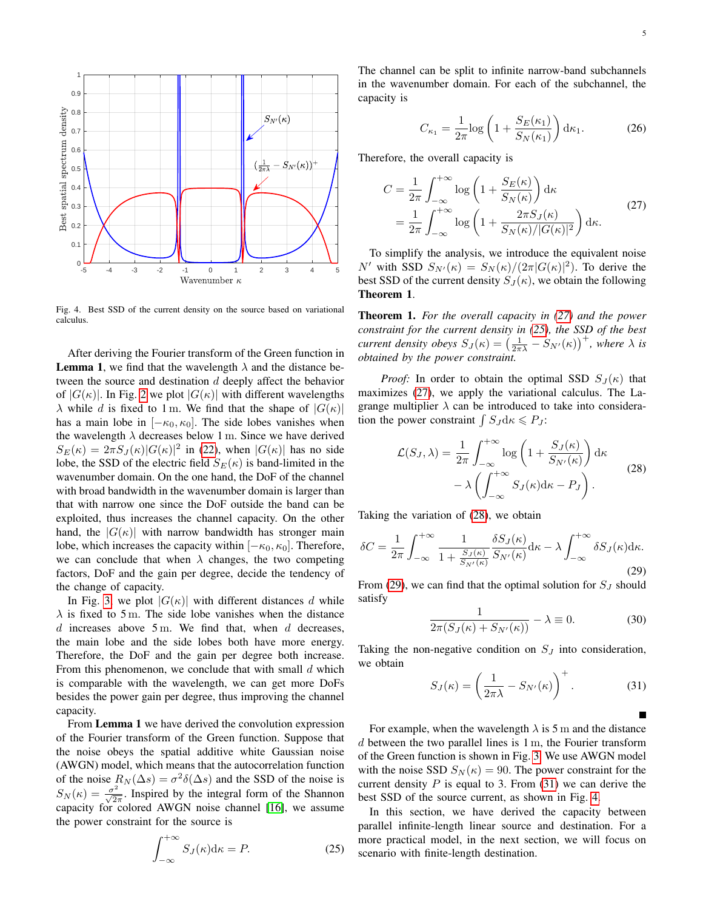Best spatial spectrum density

$S_{N'}(\kappa)$

$(\frac{1}{2\pi\lambda} - S_{N'}(\kappa))^+$

Wavenumber $\kappa$

1
0.9
0.8
0.7
0.6
0.5
0.4
0.3
0.2
0.1
0
-5 -4 -3 -2 -1 0 1 2 3 4 5

Fig. 4. Best SSD of the current density on the source based on variational calculus.

After deriving the Fourier transform of the Green function in **Lemma 1**, we find that the wavelength $\lambda$ and the distance between the source and destination $d$ deeply affect the behavior of $|G(\kappa)|$. In Fig. 2 we plot $|G(\kappa)|$ with different wavelengths $\lambda$ while $d$ is fixed to $1\,\text{m}$. We find that the shape of $|G(\kappa)|$ has a main lobe in $[-\kappa_0, \kappa_0]$. The side lobes vanishes when the wavelength $\lambda$ decreases below $1\,\text{m}$. Since we have derived $S_E(\kappa) = 2\pi S_J(\kappa)|G(\kappa)|^2$ in (22), when $|G(\kappa)|$ has no side lobe, the SSD of the electric field $S_E(\kappa)$ is band-limited in the wavenumber domain. On the one hand, the DoF of the channel with broad bandwidth in the wavenumber domain is larger than that with narrow one since the DoF outside the band can be exploited, thus increases the channel capacity. On the other hand, the $|G(\kappa)|$ with narrow bandwidth has stronger main lobe, which increases the capacity within $[-\kappa_0, \kappa_0]$. Therefore, we can conclude that when $\lambda$ changes, the two competing factors, DoF and the gain per degree, decide the tendency of the change of capacity.

In Fig. 3, we plot $|G(\kappa)|$ with different distances $d$ while $\lambda$ is fixed to $5\,\text{m}$. The side lobe vanishes when the distance $d$ increases above $5\,\text{m}$. We find that, when $d$ decreases, the main lobe and the side lobes both have more energy. Therefore, the DoF and the gain per degree both increase. From this phenomenon, we conclude that with small $d$ which is comparable with the wavelength, we can get more DoFs besides the power gain per degree, thus improving the channel capacity.

From **Lemma 1** we have derived the convolution expression of the Fourier transform of the Green function. Suppose that the noise obeys the spatial additive white Gaussian noise (AWGN) model, which means that the autocorrelation function of the noise $R_N(\Delta s) = \sigma^2\delta(\Delta s)$ and the SSD of the noise is $S_N(\kappa) = \frac{\sigma^2}{\sqrt{2\pi}}$. Inspired by the integral form of the Shannon capacity for colored AWGN noise channel [16], we assume the power constraint for the source is

$$\int_{-\infty}^{+\infty} S_J(\kappa)\mathrm{d}\kappa = P. \tag{25}$$

The channel can be split to infinite narrow-band subchannels in the wavenumber domain. For each of the subchannel, the capacity is

$$C_{\kappa_1} = \frac{1}{2\pi}\log\left(1 + \frac{S_E(\kappa_1)}{S_N(\kappa_1)}\right)\mathrm{d}\kappa_1. \tag{26}$$

Therefore, the overall capacity is

$$\begin{aligned} C &= \frac{1}{2\pi}\int_{-\infty}^{+\infty}\log\left(1 + \frac{S_E(\kappa)}{S_N(\kappa)}\right)\mathrm{d}\kappa \\ &= \frac{1}{2\pi}\int_{-\infty}^{+\infty}\log\left(1 + \frac{2\pi S_J(\kappa)}{S_N(\kappa)/|G(\kappa)|^2}\right)\mathrm{d}\kappa. \end{aligned} \tag{27}$$

To simplify the analysis, we introduce the equivalent noise $N'$ with SSD $S_{N'}(\kappa) = S_N(\kappa)/(2\pi|G(\kappa)|^2)$. To derive the best SSD of the current density $S_J(\kappa)$, we obtain the following **Theorem 1**.

**Theorem 1.** *For the overall capacity in (27) and the power constraint for the current density in (25), the SSD of the best current density obeys* $S_J(\kappa) = \left(\frac{1}{2\pi\lambda} - S_{N'}(\kappa)\right)^+$*, where* $\lambda$ *is obtained by the power constraint.*

*Proof:* In order to obtain the optimal SSD $S_J(\kappa)$ that maximizes (27), we apply the variational calculus. The Lagrange multiplier $\lambda$ can be introduced to take into consideration the power constraint $\int S_J\mathrm{d}\kappa \leqslant P_J$:

$$\begin{aligned} \mathcal{L}(S_J, \lambda) = &\frac{1}{2\pi}\int_{-\infty}^{+\infty}\log\left(1 + \frac{S_J(\kappa)}{S_{N'}(\kappa)}\right)\mathrm{d}\kappa \\ &- \lambda\left(\int_{-\infty}^{+\infty} S_J(\kappa)\mathrm{d}\kappa - P_J\right). \end{aligned} \tag{28}$$

Taking the variation of (28), we obtain

$$\delta C = \frac{1}{2\pi}\int_{-\infty}^{+\infty}\frac{1}{1 + \frac{S_J(\kappa)}{S_{N'}(\kappa)}}\frac{\delta S_J(\kappa)}{S_{N'}(\kappa)}\mathrm{d}\kappa - \lambda\int_{-\infty}^{+\infty}\delta S_J(\kappa)\mathrm{d}\kappa. \tag{29}$$

From (29), we can find that the optimal solution for $S_J$ should satisfy

$$\frac{1}{2\pi(S_J(\kappa) + S_{N'}(\kappa))} - \lambda \equiv 0. \tag{30}$$

Taking the non-negative condition on $S_J$ into consideration, we obtain

$$S_J(\kappa) = \left(\frac{1}{2\pi\lambda} - S_{N'}(\kappa)\right)^+. \tag{31}$$

■

For example, when the wavelength $\lambda$ is $5\,\text{m}$ and the distance $d$ between the two parallel lines is $1\,\text{m}$, the Fourier transform of the Green function is shown in Fig. 3. We use AWGN model with the noise SSD $S_N(\kappa) = 90$. The power constraint for the current density $P$ is equal to 3. From (31) we can derive the best SSD of the source current, as shown in Fig. 4.

In this section, we have derived the capacity between parallel infinite-length linear source and destination. For a more practical model, in the next section, we will focus on scenario with finite-length destination.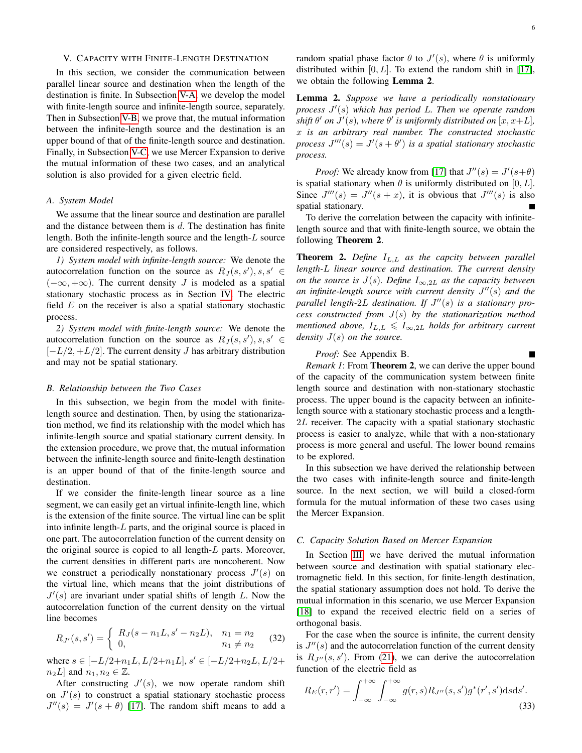## V. Capacity with Finite-Length Destination

In this section, we consider the communication between parallel linear source and destination when the length of the destination is finite. In Subsection V-A, we develop the model with finite-length source and infinite-length source, separately. Then in Subsection V-B, we prove that, the mutual information between the infinite-length source and the destination is an upper bound of that of the finite-length source and destination. Finally, in Subsection V-C, we use Mercer Expansion to derive the mutual information of these two cases, and an analytical solution is also provided for a given electric field.

### A. System Model

We assume that the linear source and destination are parallel and the distance between them is $d$. The destination has finite length. Both the infinite-length source and the length-$L$ source are considered respectively, as follows.

*1) System model with infinite-length source:* We denote the autocorrelation function on the source as $R_J(s,s'), s, s' \in (-\infty, +\infty)$. The current density $J$ is modeled as a spatial stationary stochastic process as in Section IV. The electric field $E$ on the receiver is also a spatial stationary stochastic process.

*2) System model with finite-length source:* We denote the autocorrelation function on the source as $R_J(s,s'), s, s' \in [-L/2, +L/2]$. The current density $J$ has arbitrary distribution and may not be spatial stationary.

### B. Relationship between the Two Cases

In this subsection, we begin from the model with finite-length source and destination. Then, by using the stationarization method, we find its relationship with the model which has infinite-length source and spatial stationary current density. In the extension procedure, we prove that, the mutual information between the infinite-length source and finite-length destination is an upper bound of that of the finite-length source and destination.

If we consider the finite-length linear source as a line segment, we can easily get an virtual infinite-length line, which is the extension of the finite source. The virtual line can be split into infinite length-$L$ parts, and the original source is placed in one part. The autocorrelation function of the current density on the original source is copied to all length-$L$ parts. Moreover, the current densities in different parts are noncoherent. Now we construct a periodically nonstationary process $J'(s)$ on the virtual line, which means that the joint distributions of $J'(s)$ are invariant under spatial shifts of length $L$. Now the autocorrelation function of the current density on the virtual line becomes

$$R_{J'}(s,s') = \begin{cases} R_J(s - n_1 L, s' - n_2 L), & n_1 = n_2 \\ 0, & n_1 \neq n_2 \end{cases} \tag{32}$$

where $s \in [-L/2+n_1 L, L/2+n_1 L]$, $s' \in [-L/2+n_2 L, L/2+n_2 L]$ and $n_1, n_2 \in \mathbb{Z}$.

After constructing $J'(s)$, we now operate random shift on $J'(s)$ to construct a spatial stationary stochastic process $J''(s) = J'(s+\theta)$ [17]. The random shift means to add a random spatial phase factor $\theta$ to $J'(s)$, where $\theta$ is uniformly distributed within $[0, L]$. To extend the random shift in [17], we obtain the following **Lemma 2**.

**Lemma 2.** *Suppose we have a periodically nonstationary process $J'(s)$ which has period $L$. Then we operate random shift $\theta'$ on $J'(s)$, where $\theta'$ is uniformly distributed on $[x, x+L]$, $x$ is an arbitrary real number. The constructed stochastic process $J'''(s) = J'(s+\theta')$ is a spatial stationary stochastic process.*

*Proof:* We already know from [17] that $J''(s) = J'(s+\theta)$ is spatial stationary when $\theta$ is uniformly distributed on $[0, L]$. Since $J'''(s) = J''(s+x)$, it is obvious that $J'''(s)$ is also spatial stationary. ■

To derive the correlation between the capacity with infinite-length source and that with finite-length source, we obtain the following **Theorem 2**.

**Theorem 2.** *Define $I_{L,L}$ as the capcity between parallel length-$L$ linear source and destination. The current density on the source is $J(s)$. Define $I_{\infty,2L}$ as the capacity between an infinite-length source with current density $J''(s)$ and the parallel length-$2L$ destination. If $J''(s)$ is a stationary process constructed from $J(s)$ by the stationarization method mentioned above, $I_{L,L} \leqslant I_{\infty,2L}$ holds for arbitrary current density $J(s)$ on the source.*

*Proof:* See Appendix B. ■

*Remark 1*: From **Theorem 2**, we can derive the upper bound of the capacity of the communication system between finite length source and destination with non-stationary stochastic process. The upper bound is the capacity between an infinite-length source with a stationary stochastic process and a length-$2L$ receiver. The capacity with a spatial stationary stochastic process is easier to analyze, while that with a non-stationary process is more general and useful. The lower bound remains to be explored.

In this subsection we have derived the relationship between the two cases with infinite-length source and finite-length source. In the next section, we will build a closed-form formula for the mutual information of these two cases using the Mercer Expansion.

### C. Capacity Solution Based on Mercer Expansion

In Section III, we have derived the mutual information between source and destination with spatial stationary electromagnetic field. In this section, for finite-length destination, the spatial stationary assumption does not hold. To derive the mutual information in this scenario, we use Mercer Expansion [18] to expand the received electric field on a series of orthogonal basis.

For the case when the source is infinite, the current density is $J''(s)$ and the autocorrelation function of the current density is $R_{J''}(s,s')$. From (21), we can derive the autocorrelation function of the electric field as

$$R_E(r,r') = \int_{-\infty}^{+\infty} \int_{-\infty}^{+\infty} g(r,s) R_{J''}(s,s') g^*(r',s') \mathrm{d}s \mathrm{d}s'. \tag{33}$$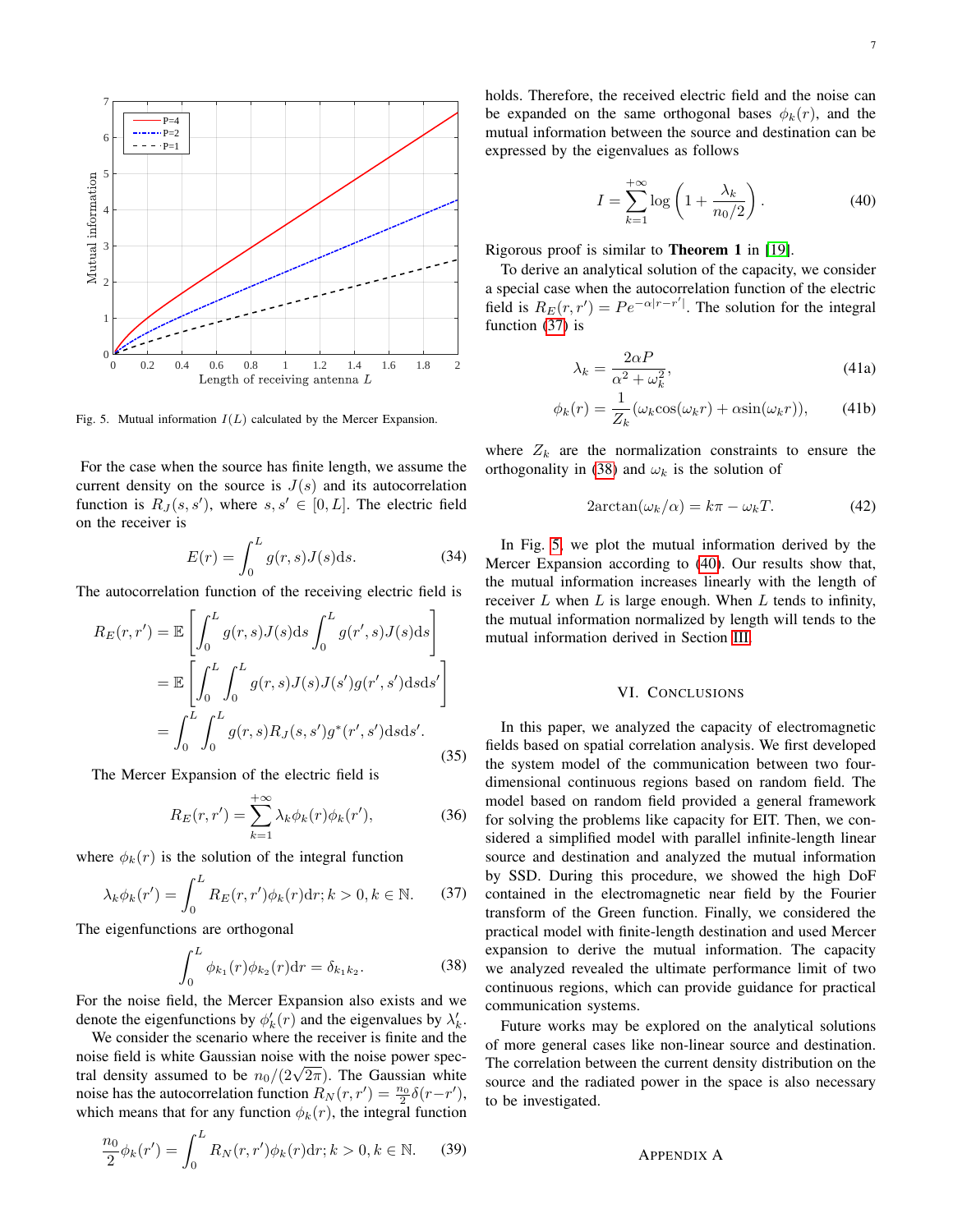7

Mutual information

Length of receiving antenna $L$

P=4

P=2

P=1

0 0.2 0.4 0.6 0.8 1 1.2 1.4 1.6 1.8 2

0 1 2 3 4 5 6 7

Fig. 5. Mutual information $I(L)$ calculated by the Mercer Expansion.

For the case when the source has finite length, we assume the current density on the source is $J(s)$ and its autocorrelation function is $R_J(s, s')$, where $s, s' \in [0, L]$. The electric field on the receiver is

$$E(r) = \int_0^L g(r,s)J(s)\mathrm{d}s. \tag{34}$$

The autocorrelation function of the receiving electric field is

$$\begin{aligned}
R_E(r,r') &= \mathbb{E}\left[\int_0^L g(r,s)J(s)\mathrm{d}s \int_0^L g(r',s)J(s)\mathrm{d}s\right] \\
&= \mathbb{E}\left[\int_0^L \int_0^L g(r,s)J(s)J(s')g(r',s')\mathrm{d}s\mathrm{d}s'\right] \\
&= \int_0^L \int_0^L g(r,s)R_J(s,s')g^*(r',s')\mathrm{d}s\mathrm{d}s'.
\end{aligned} \tag{35}$$

The Mercer Expansion of the electric field is

$$R_E(r,r') = \sum_{k=1}^{+\infty} \lambda_k \phi_k(r)\phi_k(r'), \tag{36}$$

where $\phi_k(r)$ is the solution of the integral function

$$\lambda_k \phi_k(r') = \int_0^L R_E(r,r')\phi_k(r)\mathrm{d}r; k>0, k \in \mathbb{N}. \tag{37}$$

The eigenfunctions are orthogonal

$$\int_0^L \phi_{k_1}(r)\phi_{k_2}(r)\mathrm{d}r = \delta_{k_1 k_2}. \tag{38}$$

For the noise field, the Mercer Expansion also exists and we denote the eigenfunctions by $\phi'_k(r)$ and the eigenvalues by $\lambda'_k$.

We consider the scenario where the receiver is finite and the noise field is white Gaussian noise with the noise power spectral density assumed to be $n_0/(2\sqrt{2\pi})$. The Gaussian white noise has the autocorrelation function $R_N(r,r') = \frac{n_0}{2}\delta(r-r')$, which means that for any function $\phi_k(r)$, the integral function

$$\frac{n_0}{2}\phi_k(r') = \int_0^L R_N(r,r')\phi_k(r)\mathrm{d}r; k>0, k \in \mathbb{N}. \tag{39}$$

holds. Therefore, the received electric field and the noise can be expanded on the same orthogonal bases $\phi_k(r)$, and the mutual information between the source and destination can be expressed by the eigenvalues as follows

$$I = \sum_{k=1}^{+\infty} \log\left(1 + \frac{\lambda_k}{n_0/2}\right). \tag{40}$$

Rigorous proof is similar to **Theorem 1** in [19].

To derive an analytical solution of the capacity, we consider a special case when the autocorrelation function of the electric field is $R_E(r,r') = Pe^{-\alpha|r-r'|}$. The solution for the integral function (37) is

$$\lambda_k = \frac{2\alpha P}{\alpha^2 + \omega_k^2}, \tag{41a}$$

$$\phi_k(r) = \frac{1}{Z_k}(\omega_k \cos(\omega_k r) + \alpha \sin(\omega_k r)), \tag{41b}$$

where $Z_k$ are the normalization constraints to ensure the orthogonality in (38) and $\omega_k$ is the solution of

$$2\arctan(\omega_k/\alpha) = k\pi - \omega_k T. \tag{42}$$

In Fig. 5, we plot the mutual information derived by the Mercer Expansion according to (40). Our results show that, the mutual information increases linearly with the length of receiver $L$ when $L$ is large enough. When $L$ tends to infinity, the mutual information normalized by length will tends to the mutual information derived in Section III.

## VI. Conclusions

In this paper, we analyzed the capacity of electromagnetic fields based on spatial correlation analysis. We first developed the system model of the communication between two four-dimensional continuous regions based on random field. The model based on random field provided a general framework for solving the problems like capacity for EIT. Then, we considered a simplified model with parallel infinite-length linear source and destination and analyzed the mutual information by SSD. During this procedure, we showed the high DoF contained in the electromagnetic near field by the Fourier transform of the Green function. Finally, we considered the practical model with finite-length destination and used Mercer expansion to derive the mutual information. The capacity we analyzed revealed the ultimate performance limit of two continuous regions, which can provide guidance for practical communication systems.

Future works may be explored on the analytical solutions of more general cases like non-linear source and destination. The correlation between the current density distribution on the source and the radiated power in the space is also necessary to be investigated.

## Appendix A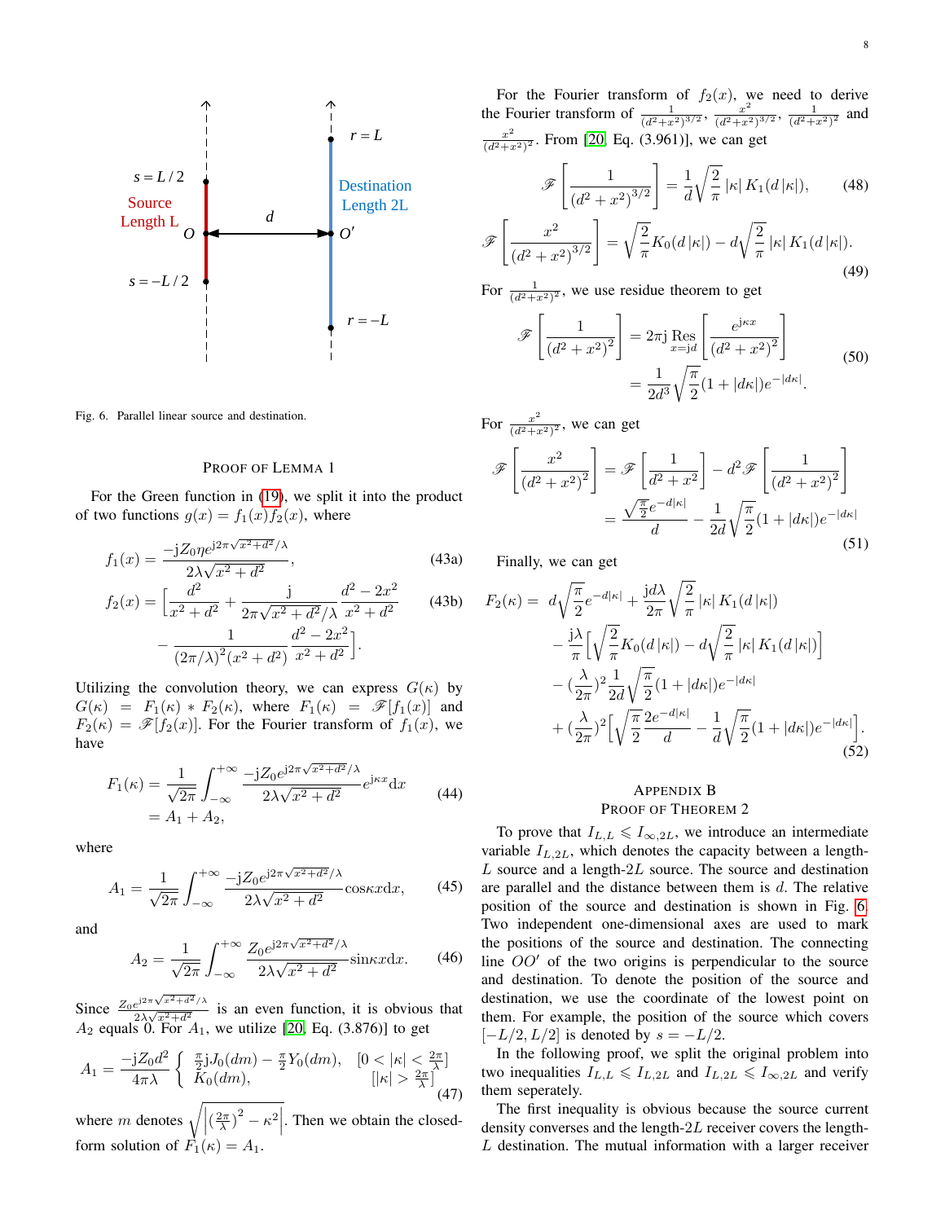Source
Length L

$s = L/2$

$O$

$s = -L/2$

$d$

Destination
Length 2L

$r = L$

$O'$

$r = -L$

Fig. 6. Parallel linear source and destination.

## Proof of Lemma 1

For the Green function in (19), we split it into the product of two functions $g(x) = f_1(x) f_2(x)$, where

$$f_1(x) = \frac{-\mathrm{j}Z_0\eta e^{\mathrm{j}2\pi\sqrt{x^2+d^2}/\lambda}}{2\lambda\sqrt{x^2+d^2}}, \tag{43a}$$

$$f_2(x) = \Big[\frac{d^2}{x^2+d^2} + \frac{\mathrm{j}}{2\pi\sqrt{x^2+d^2}/\lambda}\frac{d^2-2x^2}{x^2+d^2} - \frac{1}{(2\pi/\lambda)^2(x^2+d^2)}\frac{d^2-2x^2}{x^2+d^2}\Big]. \tag{43b}$$

Utilizing the convolution theory, we can express $G(\kappa)$ by $G(\kappa) = F_1(\kappa) * F_2(\kappa)$, where $F_1(\kappa) = \mathscr{F}[f_1(x)]$ and $F_2(\kappa) = \mathscr{F}[f_2(x)]$. For the Fourier transform of $f_1(x)$, we have

$$\begin{aligned} F_1(\kappa) &= \frac{1}{\sqrt{2\pi}}\int_{-\infty}^{+\infty}\frac{-\mathrm{j}Z_0 e^{\mathrm{j}2\pi\sqrt{x^2+d^2}/\lambda}}{2\lambda\sqrt{x^2+d^2}}e^{\mathrm{j}\kappa x}\mathrm{d}x \\ &= A_1 + A_2, \end{aligned} \tag{44}$$

where

$$A_1 = \frac{1}{\sqrt{2\pi}}\int_{-\infty}^{+\infty}\frac{-\mathrm{j}Z_0 e^{\mathrm{j}2\pi\sqrt{x^2+d^2}/\lambda}}{2\lambda\sqrt{x^2+d^2}}\cos\kappa x\mathrm{d}x, \tag{45}$$

and

$$A_2 = \frac{1}{\sqrt{2\pi}}\int_{-\infty}^{+\infty}\frac{Z_0 e^{\mathrm{j}2\pi\sqrt{x^2+d^2}/\lambda}}{2\lambda\sqrt{x^2+d^2}}\sin\kappa x\mathrm{d}x. \tag{46}$$

Since $\frac{Z_0 e^{\mathrm{j}2\pi\sqrt{x^2+d^2}/\lambda}}{2\lambda\sqrt{x^2+d^2}}$ is an even function, it is obvious that $A_2$ equals 0. For $A_1$, we utilize [20, Eq. (3.876)] to get

$$A_1 = \frac{-\mathrm{j}Z_0 d^2}{4\pi\lambda}\begin{cases}\frac{\pi}{2}\mathrm{j}J_0(dm) - \frac{\pi}{2}Y_0(dm), & [0<|\kappa|<\frac{2\pi}{\lambda}] \\ K_0(dm), & [|\kappa|>\frac{2\pi}{\lambda}]\end{cases} \tag{47}$$

where $m$ denotes $\sqrt{\left|\left(\frac{2\pi}{\lambda}\right)^2 - \kappa^2\right|}$. Then we obtain the closed-form solution of $F_1(\kappa) = A_1$.

For the Fourier transform of $f_2(x)$, we need to derive the Fourier transform of $\frac{1}{(d^2+x^2)^{3/2}}$, $\frac{x^2}{(d^2+x^2)^{3/2}}$, $\frac{1}{(d^2+x^2)^2}$ and $\frac{x^2}{(d^2+x^2)^2}$. From [20, Eq. (3.961)], we can get

$$\mathscr{F}\left[\frac{1}{(d^2+x^2)^{3/2}}\right] = \frac{1}{d}\sqrt{\frac{2}{\pi}}\,|\kappa|\,K_1(d\,|\kappa|), \tag{48}$$

$$\mathscr{F}\left[\frac{x^2}{(d^2+x^2)^{3/2}}\right] = \sqrt{\frac{2}{\pi}}K_0(d\,|\kappa|) - d\sqrt{\frac{2}{\pi}}\,|\kappa|\,K_1(d\,|\kappa|). \tag{49}$$

For $\frac{1}{(d^2+x^2)^2}$, we use residue theorem to get

$$\begin{aligned}\mathscr{F}\left[\frac{1}{(d^2+x^2)^2}\right] &= 2\pi\mathrm{j}\,\underset{x=\mathrm{j}d}{\mathrm{Res}}\left[\frac{e^{\mathrm{j}\kappa x}}{(d^2+x^2)^2}\right] \\ &= \frac{1}{2d^3}\sqrt{\frac{\pi}{2}}(1+|d\kappa|)e^{-|d\kappa|}.\end{aligned} \tag{50}$$

For $\frac{x^2}{(d^2+x^2)^2}$, we can get

$$\begin{aligned}\mathscr{F}\left[\frac{x^2}{(d^2+x^2)^2}\right] &= \mathscr{F}\left[\frac{1}{d^2+x^2}\right] - d^2\mathscr{F}\left[\frac{1}{(d^2+x^2)^2}\right] \\ &= \frac{\sqrt{\frac{\pi}{2}}e^{-d|\kappa|}}{d} - \frac{1}{2d}\sqrt{\frac{\pi}{2}}(1+|d\kappa|)e^{-|d\kappa|}\end{aligned} \tag{51}$$

Finally, we can get

$$\begin{aligned}F_2(\kappa) =\ & d\sqrt{\frac{\pi}{2}}e^{-d|\kappa|} + \frac{\mathrm{j}d\lambda}{2\pi}\sqrt{\frac{2}{\pi}}\,|\kappa|\,K_1(d\,|\kappa|) \\ & - \frac{\mathrm{j}\lambda}{\pi}\Big[\sqrt{\frac{2}{\pi}}K_0(d\,|\kappa|) - d\sqrt{\frac{2}{\pi}}\,|\kappa|\,K_1(d\,|\kappa|)\Big] \\ & - (\frac{\lambda}{2\pi})^2\frac{1}{2d}\sqrt{\frac{\pi}{2}}(1+|d\kappa|)e^{-|d\kappa|} \\ & + (\frac{\lambda}{2\pi})^2\Big[\sqrt{\frac{\pi}{2}}\frac{2e^{-d|\kappa|}}{d} - \frac{1}{d}\sqrt{\frac{\pi}{2}}(1+|d\kappa|)e^{-|d\kappa|}\Big].\end{aligned} \tag{52}$$

## Appendix B
## Proof of Theorem 2

To prove that $I_{L,L} \leqslant I_{\infty,2L}$, we introduce an intermediate variable $I_{L,2L}$, which denotes the capacity between a length-$L$ source and a length-$2L$ source. The source and destination are parallel and the distance between them is $d$. The relative position of the source and destination is shown in Fig. 6. Two independent one-dimensional axes are used to mark the positions of the source and destination. The connecting line $OO'$ of the two origins is perpendicular to the source and destination. To denote the position of the source and destination, we use the coordinate of the lowest point on them. For example, the position of the source which covers $[-L/2, L/2]$ is denoted by $s = -L/2$.

In the following proof, we split the original problem into two inequalities $I_{L,L} \leqslant I_{L,2L}$ and $I_{L,2L} \leqslant I_{\infty,2L}$ and verify them seperately.

The first inequality is obvious because the source current density converses and the length-$2L$ receiver covers the length-$L$ destination. The mutual information with a larger receiver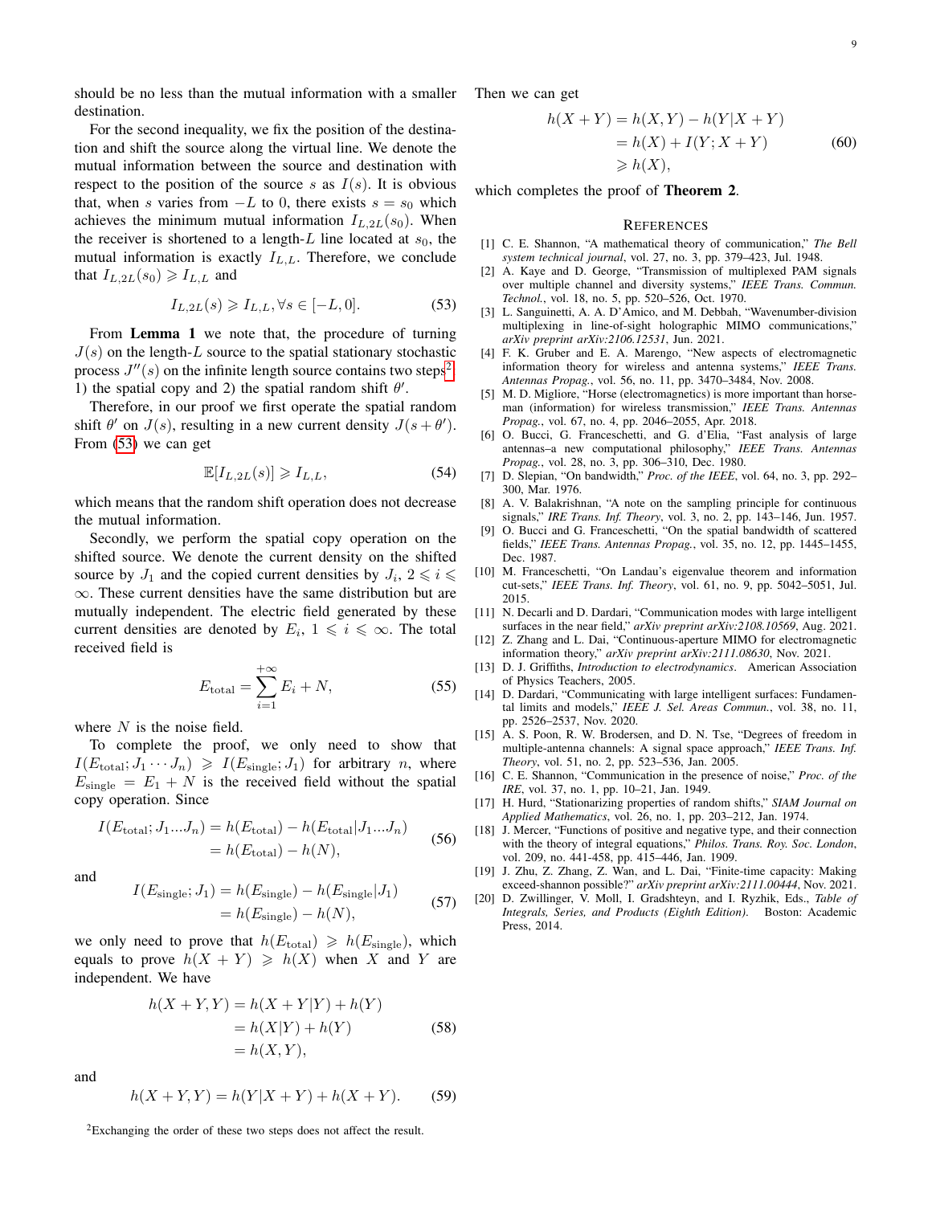should be no less than the mutual information with a smaller destination.

For the second inequality, we fix the position of the destination and shift the source along the virtual line. We denote the mutual information between the source and destination with respect to the position of the source $s$ as $I(s)$. It is obvious that, when $s$ varies from $-L$ to 0, there exists $s = s_0$ which achieves the minimum mutual information $I_{L,2L}(s_0)$. When the receiver is shortened to a length-$L$ line located at $s_0$, the mutual information is exactly $I_{L,L}$. Therefore, we conclude that $I_{L,2L}(s_0) \geqslant I_{L,L}$ and

$$I_{L,2L}(s) \geqslant I_{L,L}, \forall s \in [-L, 0]. \tag{53}$$

From **Lemma 1** we note that, the procedure of turning $J(s)$ on the length-$L$ source to the spatial stationary stochastic process $J''(s)$ on the infinite length source contains two steps[2]: 1) the spatial copy and 2) the spatial random shift $\theta'$.

Therefore, in our proof we first operate the spatial random shift $\theta'$ on $J(s)$, resulting in a new current density $J(s + \theta')$. From (53) we can get

$$\mathbb{E}[I_{L,2L}(s)] \geqslant I_{L,L}, \tag{54}$$

which means that the random shift operation does not decrease the mutual information.

Secondly, we perform the spatial copy operation on the shifted source. We denote the current density on the shifted source by $J_1$ and the copied current densities by $J_i$, $2 \leqslant i \leqslant \infty$. These current densities have the same distribution but are mutually independent. The electric field generated by these current densities are denoted by $E_i$, $1 \leqslant i \leqslant \infty$. The total received field is

$$E_{\text{total}} = \sum_{i=1}^{+\infty} E_i + N, \tag{55}$$

where $N$ is the noise field.

To complete the proof, we only need to show that $I(E_{\text{total}}; J_1 \cdots J_n) \geqslant I(E_{\text{single}}; J_1)$ for arbitrary $n$, where $E_{\text{single}} = E_1 + N$ is the received field without the spatial copy operation. Since

$$\begin{aligned} I(E_{\text{total}}; J_1 ... J_n) &= h(E_{\text{total}}) - h(E_{\text{total}} | J_1 ... J_n) \\ &= h(E_{\text{total}}) - h(N), \end{aligned} \tag{56}$$

and

$$\begin{aligned} I(E_{\text{single}}; J_1) &= h(E_{\text{single}}) - h(E_{\text{single}} | J_1) \\ &= h(E_{\text{single}}) - h(N), \end{aligned} \tag{57}$$

we only need to prove that $h(E_{\text{total}}) \geqslant h(E_{\text{single}})$, which equals to prove $h(X + Y) \geqslant h(X)$ when $X$ and $Y$ are independent. We have

$$\begin{aligned} h(X + Y, Y) &= h(X + Y | Y) + h(Y) \\ &= h(X | Y) + h(Y) \\ &= h(X, Y), \end{aligned} \tag{58}$$

and

$$h(X + Y, Y) = h(Y | X + Y) + h(X + Y). \tag{59}$$

Then we can get

$$\begin{aligned} h(X + Y) &= h(X, Y) - h(Y | X + Y) \\ &= h(X) + I(Y; X + Y) \\ &\geqslant h(X), \end{aligned} \tag{60}$$

which completes the proof of **Theorem 2**.

[2] Exchanging the order of these two steps does not affect the result.

## References

[1] C. E. Shannon, "A mathematical theory of communication," *The Bell system technical journal*, vol. 27, no. 3, pp. 379–423, Jul. 1948.

[2] A. Kaye and D. George, "Transmission of multiplexed PAM signals over multiple channel and diversity systems," *IEEE Trans. Commun. Technol.*, vol. 18, no. 5, pp. 520–526, Oct. 1970.

[3] L. Sanguinetti, A. A. D'Amico, and M. Debbah, "Wavenumber-division multiplexing in line-of-sight holographic MIMO communications," *arXiv preprint arXiv:2106.12531*, Jun. 2021.

[4] F. K. Gruber and E. A. Marengo, "New aspects of electromagnetic information theory for wireless and antenna systems," *IEEE Trans. Antennas Propag.*, vol. 56, no. 11, pp. 3470–3484, Nov. 2008.

[5] M. D. Migliore, "Horse (electromagnetics) is more important than horseman (information) for wireless transmission," *IEEE Trans. Antennas Propag.*, vol. 67, no. 4, pp. 2046–2055, Apr. 2018.

[6] O. Bucci, G. Franceschetti, and G. d'Elia, "Fast analysis of large antennas–a new computational philosophy," *IEEE Trans. Antennas Propag.*, vol. 28, no. 3, pp. 306–310, Dec. 1980.

[7] D. Slepian, "On bandwidth," *Proc. of the IEEE*, vol. 64, no. 3, pp. 292–300, Mar. 1976.

[8] A. V. Balakrishnan, "A note on the sampling principle for continuous signals," *IRE Trans. Inf. Theory*, vol. 3, no. 2, pp. 143–146, Jun. 1957.

[9] O. Bucci and G. Franceschetti, "On the spatial bandwidth of scattered fields," *IEEE Trans. Antennas Propag.*, vol. 35, no. 12, pp. 1445–1455, Dec. 1987.

[10] M. Franceschetti, "On Landau's eigenvalue theorem and information cut-sets," *IEEE Trans. Inf. Theory*, vol. 61, no. 9, pp. 5042–5051, Jul. 2015.

[11] N. Decarli and D. Dardari, "Communication modes with large intelligent surfaces in the near field," *arXiv preprint arXiv:2108.10569*, Aug. 2021.

[12] Z. Zhang and L. Dai, "Continuous-aperture MIMO for electromagnetic information theory," *arXiv preprint arXiv:2111.08630*, Nov. 2021.

[13] D. J. Griffiths, *Introduction to electrodynamics*. American Association of Physics Teachers, 2005.

[14] D. Dardari, "Communicating with large intelligent surfaces: Fundamental limits and models," *IEEE J. Sel. Areas Commun.*, vol. 38, no. 11, pp. 2526–2537, Nov. 2020.

[15] A. S. Poon, R. W. Brodersen, and D. N. Tse, "Degrees of freedom in multiple-antenna channels: A signal space approach," *IEEE Trans. Inf. Theory*, vol. 51, no. 2, pp. 523–536, Jan. 2005.

[16] C. E. Shannon, "Communication in the presence of noise," *Proc. of the IRE*, vol. 37, no. 1, pp. 10–21, Jan. 1949.

[17] H. Hurd, "Stationarizing properties of random shifts," *SIAM Journal on Applied Mathematics*, vol. 26, no. 1, pp. 203–212, Jan. 1974.

[18] J. Mercer, "Functions of positive and negative type, and their connection with the theory of integral equations," *Philos. Trans. Roy. Soc. London*, vol. 209, no. 441-458, pp. 415–446, Jan. 1909.

[19] J. Zhu, Z. Zhang, Z. Wan, and L. Dai, "Finite-time capacity: Making exceed-shannon possible?" *arXiv preprint arXiv:2111.00444*, Nov. 2021.

[20] D. Zwillinger, V. Moll, I. Gradshteyn, and I. Ryzhik, Eds., *Table of Integrals, Series, and Products (Eighth Edition)*. Boston: Academic Press, 2014.